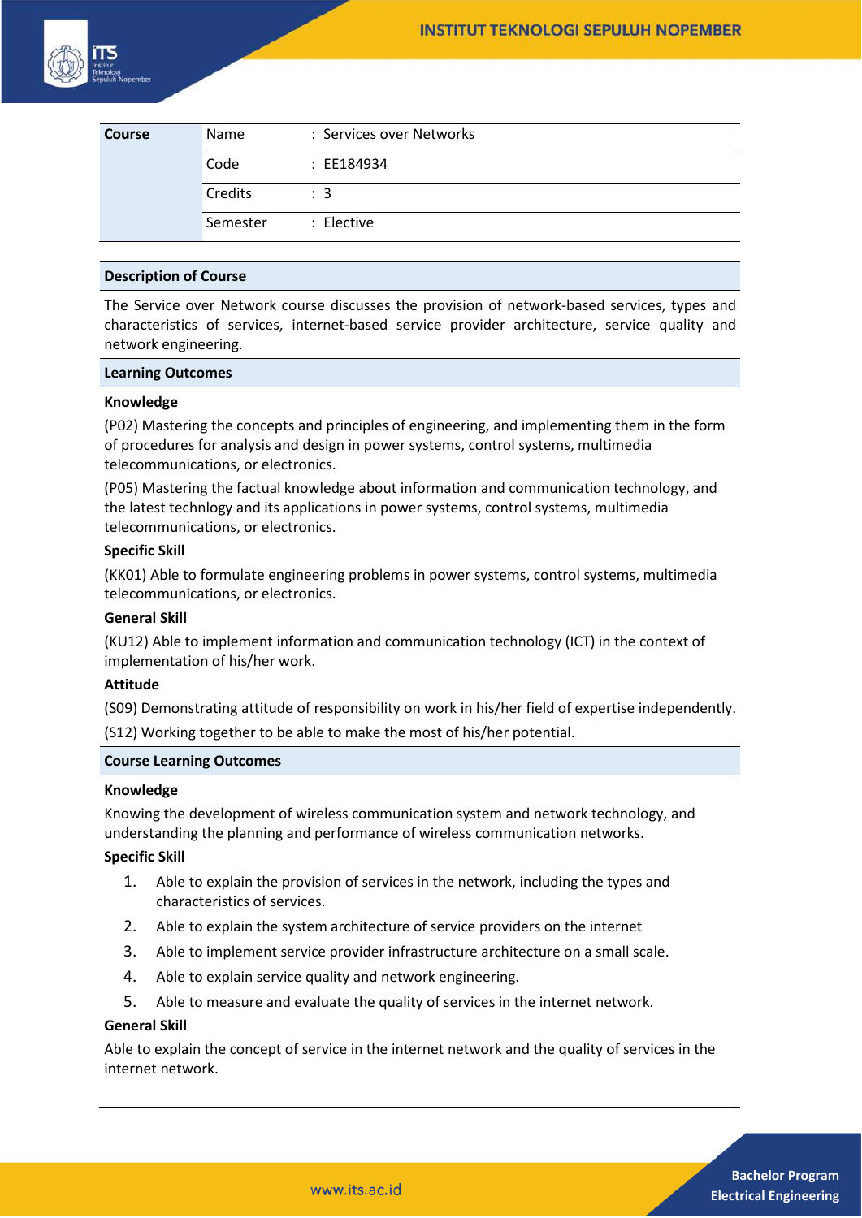| Course | Name | : Services over Networks |
|---|---|---|
| | Code | : EE184934 |
| | Credits | : 3 |
| | Semester | : Elective |

## Description of Course

The Service over Network course discusses the provision of network-based services, types and characteristics of services, internet-based service provider architecture, service quality and network engineering.

## Learning Outcomes

**Knowledge**

(P02) Mastering the concepts and principles of engineering, and implementing them in the form of procedures for analysis and design in power systems, control systems, multimedia telecommunications, or electronics.

(P05) Mastering the factual knowledge about information and communication technology, and the latest technlogy and its applications in power systems, control systems, multimedia telecommunications, or electronics.

**Specific Skill**

(KK01) Able to formulate engineering problems in power systems, control systems, multimedia telecommunications, or electronics.

**General Skill**

(KU12) Able to implement information and communication technology (ICT) in the context of implementation of his/her work.

**Attitude**

(S09) Demonstrating attitude of responsibility on work in his/her field of expertise independently.

(S12) Working together to be able to make the most of his/her potential.

## Course Learning Outcomes

**Knowledge**

Knowing the development of wireless communication system and network technology, and understanding the planning and performance of wireless communication networks.

**Specific Skill**

1. Able to explain the provision of services in the network, including the types and characteristics of services.
2. Able to explain the system architecture of service providers on the internet
3. Able to implement service provider infrastructure architecture on a small scale.
4. Able to explain service quality and network engineering.
5. Able to measure and evaluate the quality of services in the internet network.

**General Skill**

Able to explain the concept of service in the internet network and the quality of services in the internet network.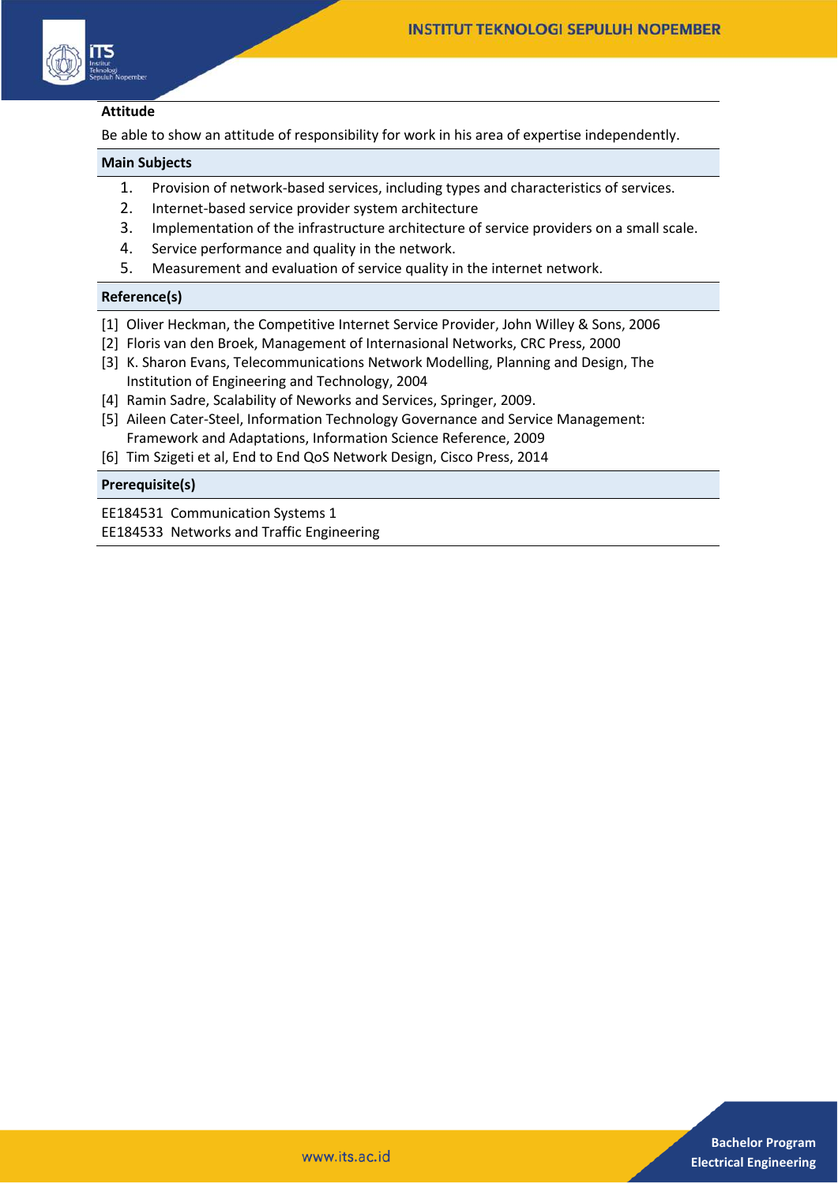**Attitude**

Be able to show an attitude of responsibility for work in his area of expertise independently.

**Main Subjects**

1. Provision of network-based services, including types and characteristics of services.
2. Internet-based service provider system architecture
3. Implementation of the infrastructure architecture of service providers on a small scale.
4. Service performance and quality in the network.
5. Measurement and evaluation of service quality in the internet network.

**Reference(s)**

[1] Oliver Heckman, the Competitive Internet Service Provider, John Willey & Sons, 2006
[2] Floris van den Broek, Management of Internasional Networks, CRC Press, 2000
[3] K. Sharon Evans, Telecommunications Network Modelling, Planning and Design, The Institution of Engineering and Technology, 2004
[4] Ramin Sadre, Scalability of Neworks and Services, Springer, 2009.
[5] Aileen Cater-Steel, Information Technology Governance and Service Management: Framework and Adaptations, Information Science Reference, 2009
[6] Tim Szigeti et al, End to End QoS Network Design, Cisco Press, 2014

**Prerequisite(s)**

EE184531 Communication Systems 1
EE184533 Networks and Traffic Engineering